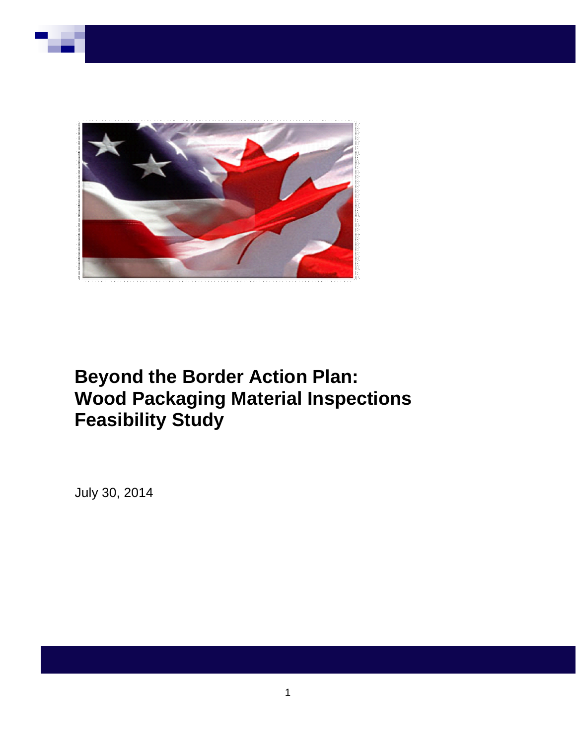# Beyond the Border Action Plan: Wood Packaging Material Inspections Feasibility Study

July 30, 2014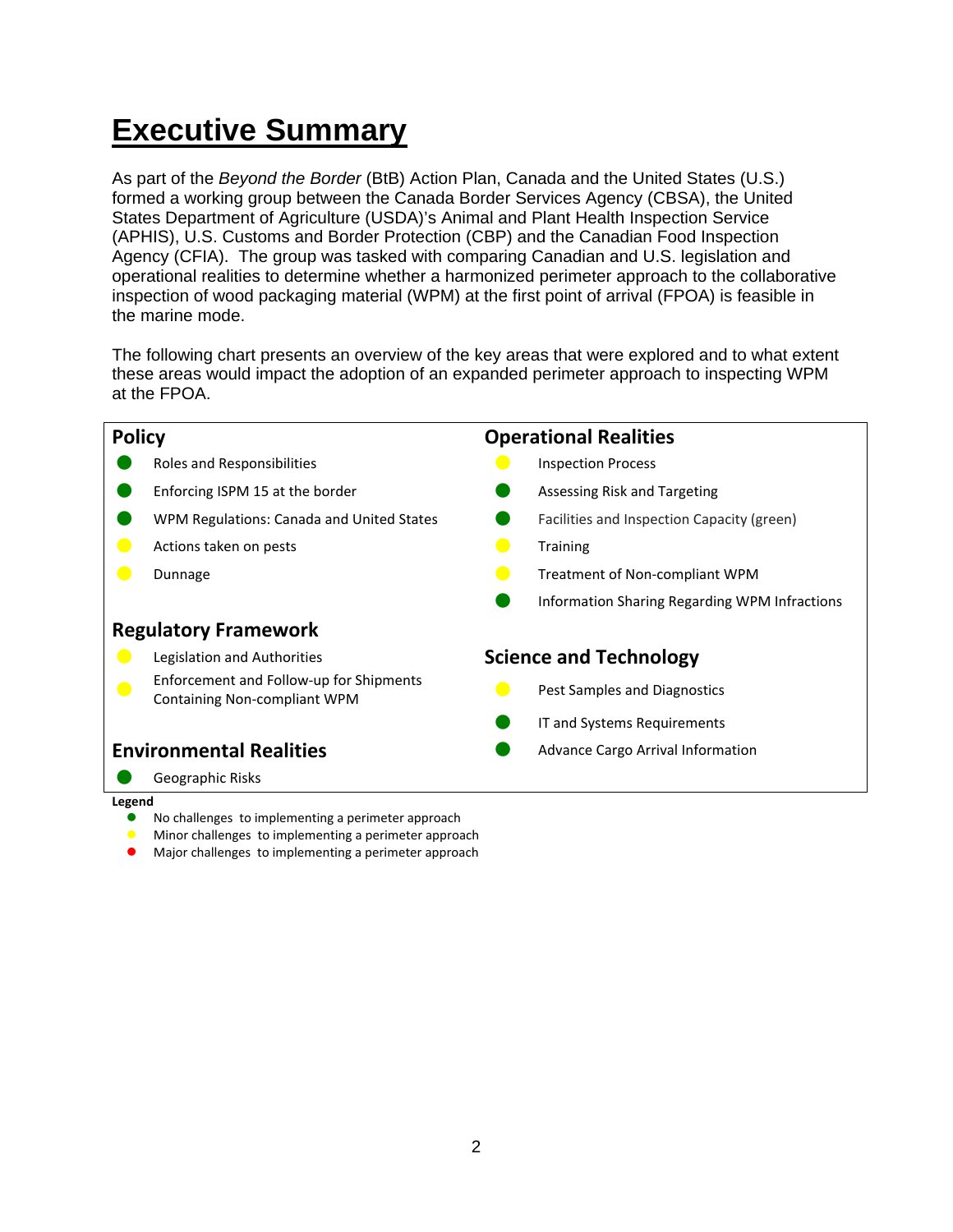# Executive Summary

As part of the *Beyond the Border* (BtB) Action Plan, Canada and the United States (U.S.) formed a working group between the Canada Border Services Agency (CBSA), the United States Department of Agriculture (USDA)'s Animal and Plant Health Inspection Service (APHIS), U.S. Customs and Border Protection (CBP) and the Canadian Food Inspection Agency (CFIA). The group was tasked with comparing Canadian and U.S. legislation and operational realities to determine whether a harmonized perimeter approach to the collaborative inspection of wood packaging material (WPM) at the first point of arrival (FPOA) is feasible in the marine mode.

The following chart presents an overview of the key areas that were explored and to what extent these areas would impact the adoption of an expanded perimeter approach to inspecting WPM at the FPOA.

### Policy

- 🟢 Roles and Responsibilities
- 🟢 Enforcing ISPM 15 at the border
- 🟢 WPM Regulations: Canada and United States
- 🟡 Actions taken on pests
- 🟡 Dunnage

### Regulatory Framework

- 🟡 Legislation and Authorities
- 🟡 Enforcement and Follow-up for Shipments Containing Non-compliant WPM

### Environmental Realities

- 🟢 Geographic Risks

### Operational Realities

- 🟡 Inspection Process
- 🟢 Assessing Risk and Targeting
- 🟢 Facilities and Inspection Capacity (green)
- 🟡 Training
- 🟡 Treatment of Non-compliant WPM
- 🟢 Information Sharing Regarding WPM Infractions

### Science and Technology

- 🟡 Pest Samples and Diagnostics
- 🟢 IT and Systems Requirements
- 🟢 Advance Cargo Arrival Information

**Legend**

- 🟢 No challenges to implementing a perimeter approach
- 🟡 Minor challenges to implementing a perimeter approach
- 🔴 Major challenges to implementing a perimeter approach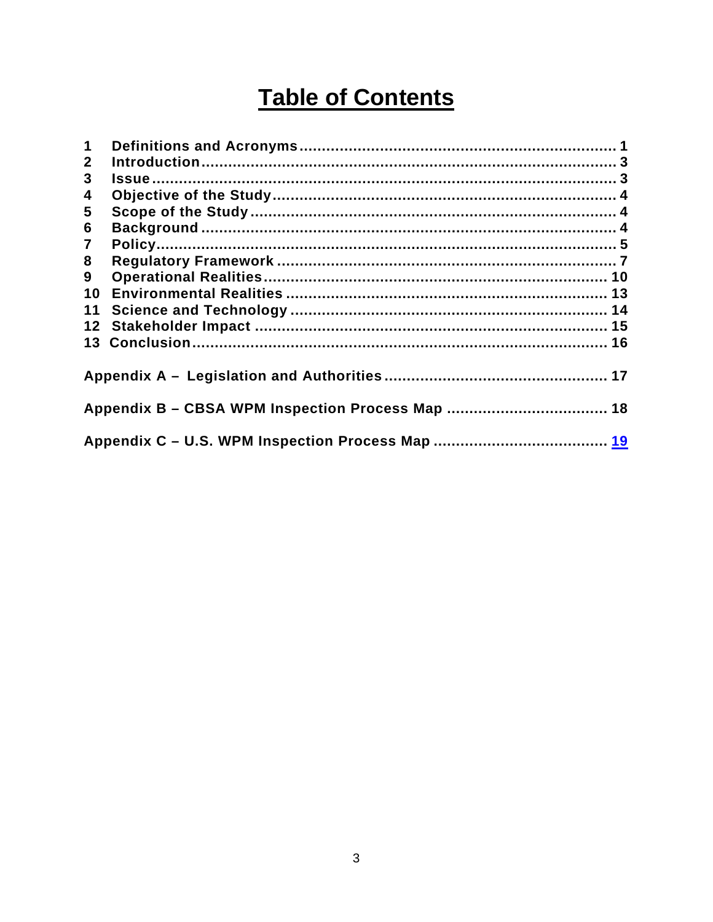# Table of Contents

| | | |
|---|---|---|
| 1 | Definitions and Acronyms | 1 |
| 2 | Introduction | 3 |
| 3 | Issue | 3 |
| 4 | Objective of the Study | 4 |
| 5 | Scope of the Study | 4 |
| 6 | Background | 4 |
| 7 | Policy | 5 |
| 8 | Regulatory Framework | 7 |
| 9 | Operational Realities | 10 |
| 10 | Environmental Realities | 13 |
| 11 | Science and Technology | 14 |
| 12 | Stakeholder Impact | 15 |
| 13 | Conclusion | 16 |
| | Appendix A – Legislation and Authorities | 17 |
| | Appendix B – CBSA WPM Inspection Process Map | 18 |
| | Appendix C – U.S. WPM Inspection Process Map | 19 |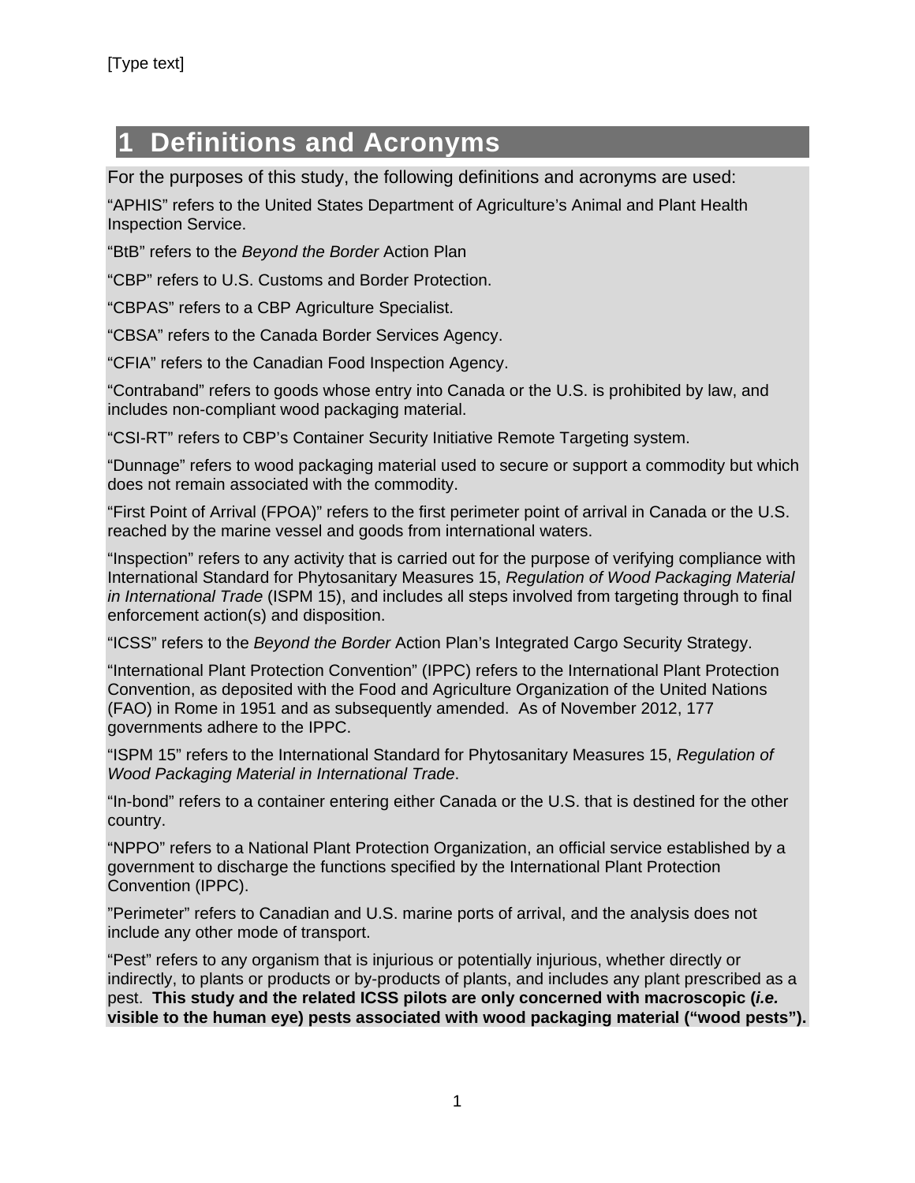# 1 Definitions and Acronyms

For the purposes of this study, the following definitions and acronyms are used:

"APHIS" refers to the United States Department of Agriculture's Animal and Plant Health Inspection Service.

"BtB" refers to the *Beyond the Border* Action Plan

"CBP" refers to U.S. Customs and Border Protection.

"CBPAS" refers to a CBP Agriculture Specialist.

"CBSA" refers to the Canada Border Services Agency.

"CFIA" refers to the Canadian Food Inspection Agency.

"Contraband" refers to goods whose entry into Canada or the U.S. is prohibited by law, and includes non-compliant wood packaging material.

"CSI-RT" refers to CBP's Container Security Initiative Remote Targeting system.

"Dunnage" refers to wood packaging material used to secure or support a commodity but which does not remain associated with the commodity.

"First Point of Arrival (FPOA)" refers to the first perimeter point of arrival in Canada or the U.S. reached by the marine vessel and goods from international waters.

"Inspection" refers to any activity that is carried out for the purpose of verifying compliance with International Standard for Phytosanitary Measures 15, *Regulation of Wood Packaging Material in International Trade* (ISPM 15), and includes all steps involved from targeting through to final enforcement action(s) and disposition.

"ICSS" refers to the *Beyond the Border* Action Plan's Integrated Cargo Security Strategy.

"International Plant Protection Convention" (IPPC) refers to the International Plant Protection Convention, as deposited with the Food and Agriculture Organization of the United Nations (FAO) in Rome in 1951 and as subsequently amended. As of November 2012, 177 governments adhere to the IPPC.

"ISPM 15" refers to the International Standard for Phytosanitary Measures 15, *Regulation of Wood Packaging Material in International Trade*.

"In-bond" refers to a container entering either Canada or the U.S. that is destined for the other country.

"NPPO" refers to a National Plant Protection Organization, an official service established by a government to discharge the functions specified by the International Plant Protection Convention (IPPC).

"Perimeter" refers to Canadian and U.S. marine ports of arrival, and the analysis does not include any other mode of transport.

"Pest" refers to any organism that is injurious or potentially injurious, whether directly or indirectly, to plants or products or by-products of plants, and includes any plant prescribed as a pest. **This study and the related ICSS pilots are only concerned with macroscopic (*i.e.* visible to the human eye) pests associated with wood packaging material ("wood pests").**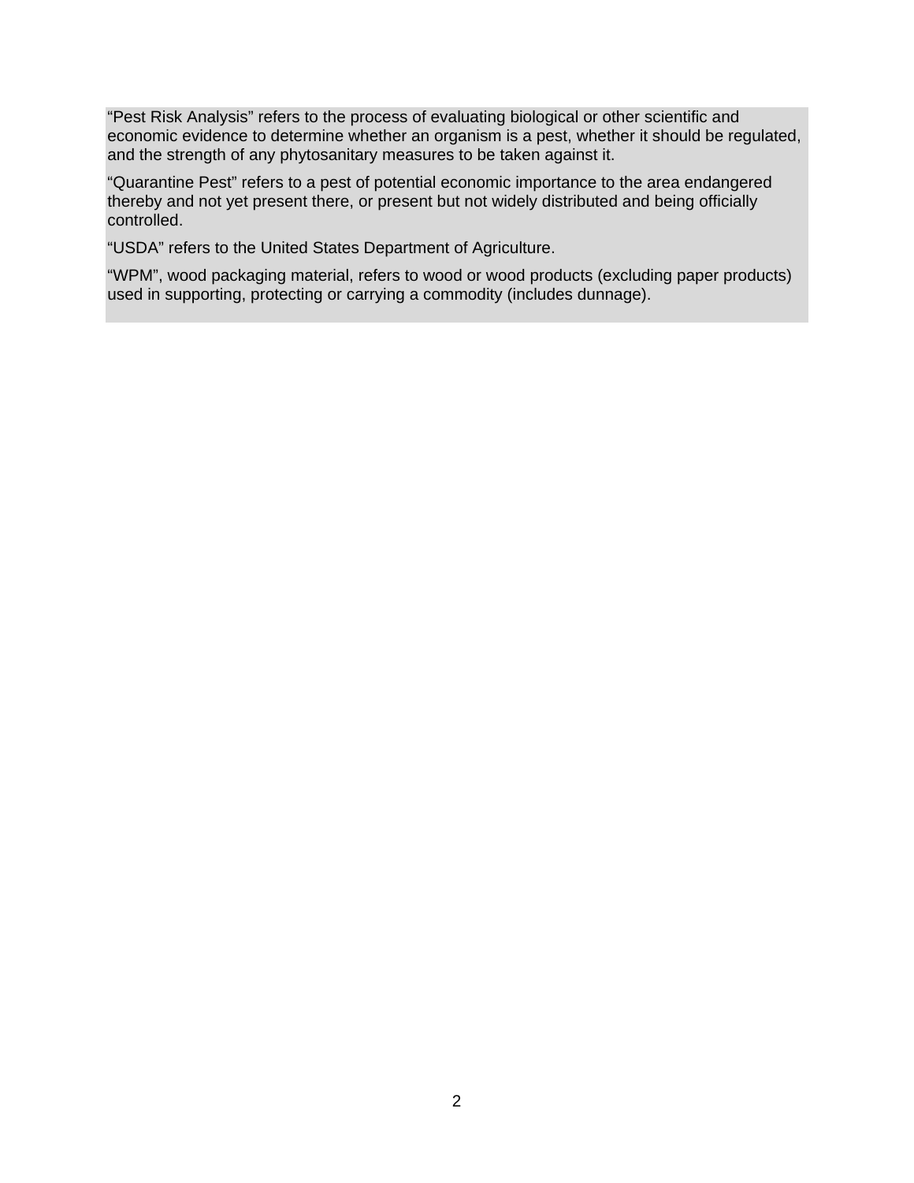"Pest Risk Analysis" refers to the process of evaluating biological or other scientific and economic evidence to determine whether an organism is a pest, whether it should be regulated, and the strength of any phytosanitary measures to be taken against it.

"Quarantine Pest" refers to a pest of potential economic importance to the area endangered thereby and not yet present there, or present but not widely distributed and being officially controlled.

"USDA" refers to the United States Department of Agriculture.

"WPM", wood packaging material, refers to wood or wood products (excluding paper products) used in supporting, protecting or carrying a commodity (includes dunnage).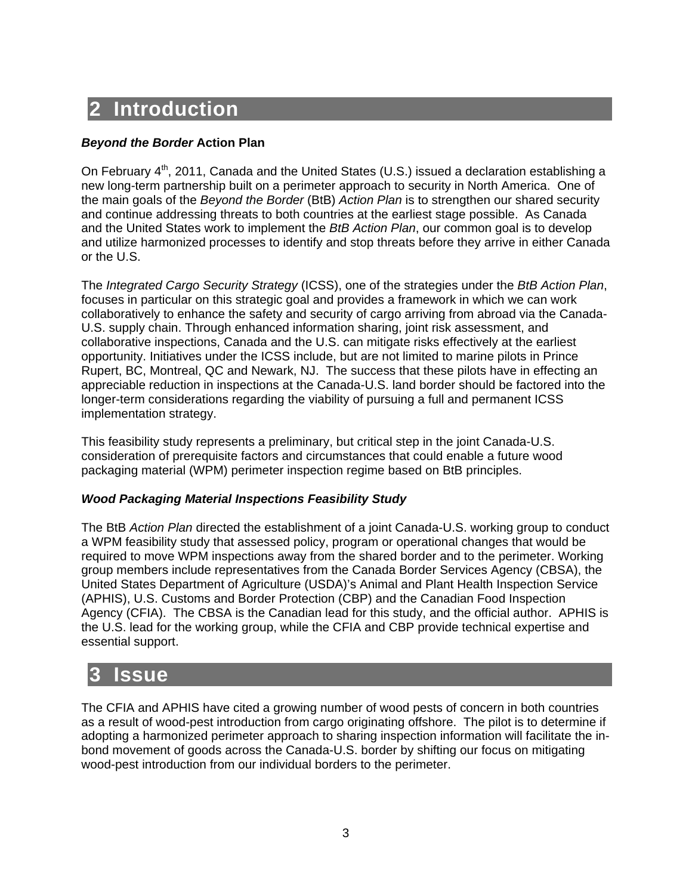# 2 Introduction

***Beyond the Border* Action Plan**

On February 4th, 2011, Canada and the United States (U.S.) issued a declaration establishing a new long-term partnership built on a perimeter approach to security in North America. One of the main goals of the *Beyond the Border* (BtB) *Action Plan* is to strengthen our shared security and continue addressing threats to both countries at the earliest stage possible. As Canada and the United States work to implement the *BtB Action Plan*, our common goal is to develop and utilize harmonized processes to identify and stop threats before they arrive in either Canada or the U.S.

The *Integrated Cargo Security Strategy* (ICSS), one of the strategies under the *BtB Action Plan*, focuses in particular on this strategic goal and provides a framework in which we can work collaboratively to enhance the safety and security of cargo arriving from abroad via the Canada-U.S. supply chain. Through enhanced information sharing, joint risk assessment, and collaborative inspections, Canada and the U.S. can mitigate risks effectively at the earliest opportunity. Initiatives under the ICSS include, but are not limited to marine pilots in Prince Rupert, BC, Montreal, QC and Newark, NJ. The success that these pilots have in effecting an appreciable reduction in inspections at the Canada-U.S. land border should be factored into the longer-term considerations regarding the viability of pursuing a full and permanent ICSS implementation strategy.

This feasibility study represents a preliminary, but critical step in the joint Canada-U.S. consideration of prerequisite factors and circumstances that could enable a future wood packaging material (WPM) perimeter inspection regime based on BtB principles.

***Wood Packaging Material Inspections Feasibility Study***

The BtB *Action Plan* directed the establishment of a joint Canada-U.S. working group to conduct a WPM feasibility study that assessed policy, program or operational changes that would be required to move WPM inspections away from the shared border and to the perimeter. Working group members include representatives from the Canada Border Services Agency (CBSA), the United States Department of Agriculture (USDA)'s Animal and Plant Health Inspection Service (APHIS), U.S. Customs and Border Protection (CBP) and the Canadian Food Inspection Agency (CFIA). The CBSA is the Canadian lead for this study, and the official author. APHIS is the U.S. lead for the working group, while the CFIA and CBP provide technical expertise and essential support.

# 3 Issue

The CFIA and APHIS have cited a growing number of wood pests of concern in both countries as a result of wood-pest introduction from cargo originating offshore. The pilot is to determine if adopting a harmonized perimeter approach to sharing inspection information will facilitate the in-bond movement of goods across the Canada-U.S. border by shifting our focus on mitigating wood-pest introduction from our individual borders to the perimeter.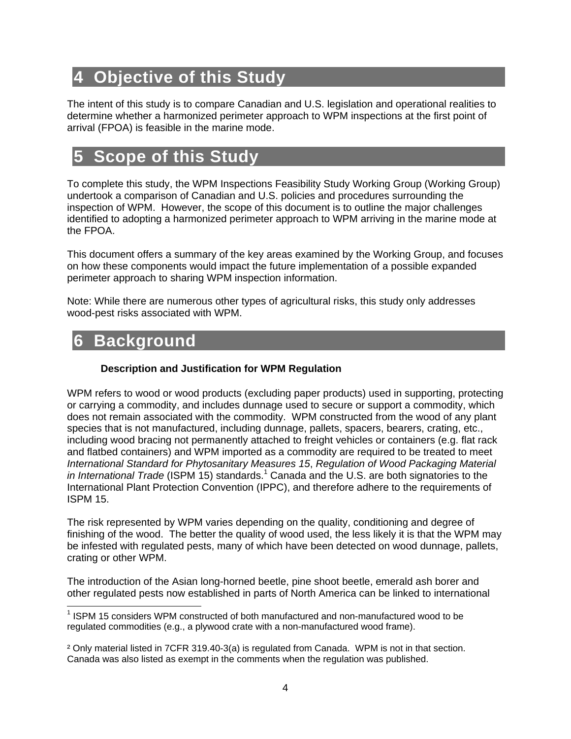# 4 Objective of this Study

The intent of this study is to compare Canadian and U.S. legislation and operational realities to determine whether a harmonized perimeter approach to WPM inspections at the first point of arrival (FPOA) is feasible in the marine mode.

# 5 Scope of this Study

To complete this study, the WPM Inspections Feasibility Study Working Group (Working Group) undertook a comparison of Canadian and U.S. policies and procedures surrounding the inspection of WPM. However, the scope of this document is to outline the major challenges identified to adopting a harmonized perimeter approach to WPM arriving in the marine mode at the FPOA.

This document offers a summary of the key areas examined by the Working Group, and focuses on how these components would impact the future implementation of a possible expanded perimeter approach to sharing WPM inspection information.

Note: While there are numerous other types of agricultural risks, this study only addresses wood-pest risks associated with WPM.

# 6 Background

### Description and Justification for WPM Regulation

WPM refers to wood or wood products (excluding paper products) used in supporting, protecting or carrying a commodity, and includes dunnage used to secure or support a commodity, which does not remain associated with the commodity. WPM constructed from the wood of any plant species that is not manufactured, including dunnage, pallets, spacers, bearers, crating, etc., including wood bracing not permanently attached to freight vehicles or containers (e.g. flat rack and flatbed containers) and WPM imported as a commodity are required to be treated to meet *International Standard for Phytosanitary Measures 15*, *Regulation of Wood Packaging Material in International Trade* (ISPM 15) standards.[1] Canada and the U.S. are both signatories to the International Plant Protection Convention (IPPC), and therefore adhere to the requirements of ISPM 15.

The risk represented by WPM varies depending on the quality, conditioning and degree of finishing of the wood. The better the quality of wood used, the less likely it is that the WPM may be infested with regulated pests, many of which have been detected on wood dunnage, pallets, crating or other WPM.

The introduction of the Asian long-horned beetle, pine shoot beetle, emerald ash borer and other regulated pests now established in parts of North America can be linked to international

---

[1] ISPM 15 considers WPM constructed of both manufactured and non-manufactured wood to be regulated commodities (e.g., a plywood crate with a non-manufactured wood frame).

[2] Only material listed in 7CFR 319.40-3(a) is regulated from Canada. WPM is not in that section. Canada was also listed as exempt in the comments when the regulation was published.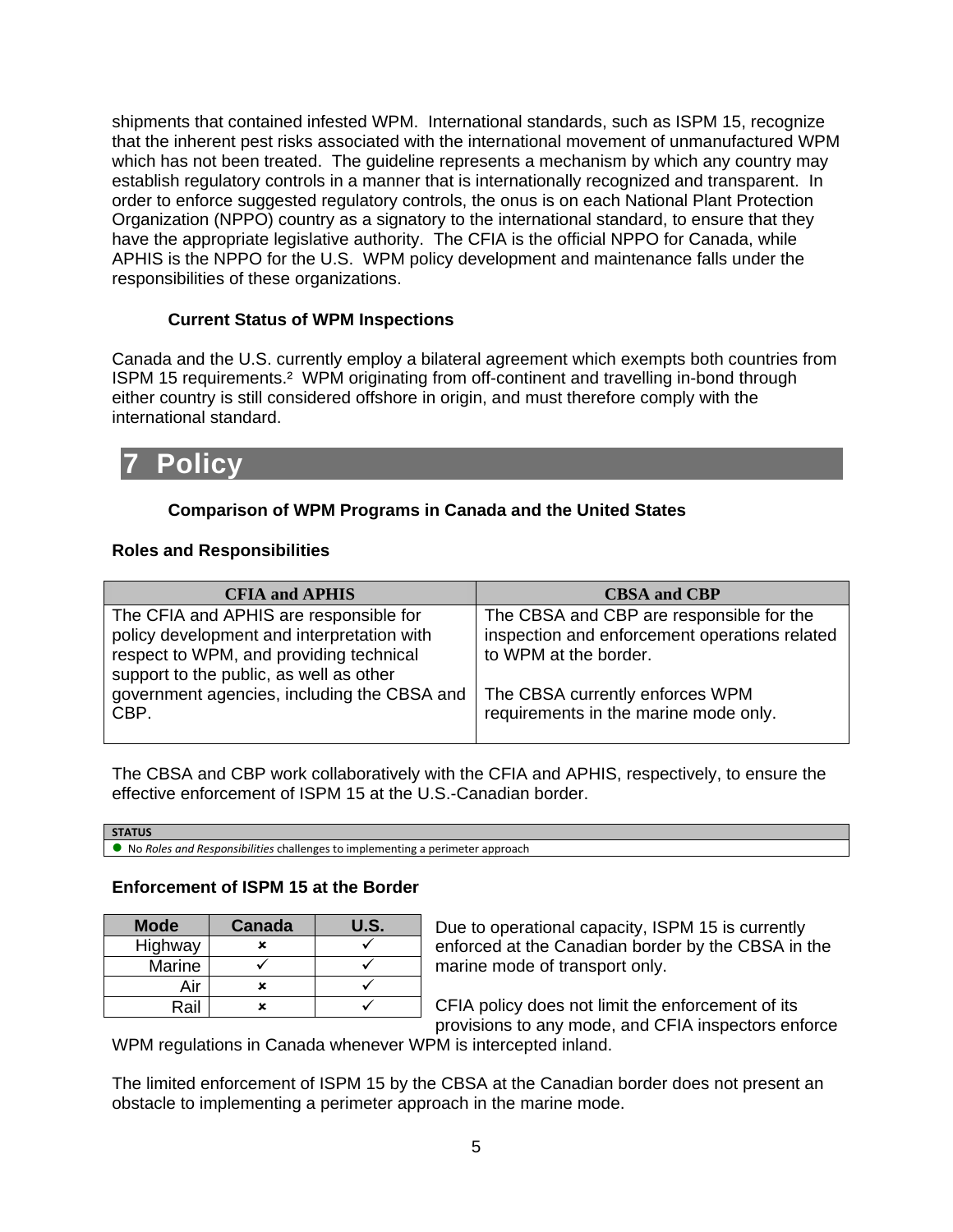shipments that contained infested WPM. International standards, such as ISPM 15, recognize that the inherent pest risks associated with the international movement of unmanufactured WPM which has not been treated. The guideline represents a mechanism by which any country may establish regulatory controls in a manner that is internationally recognized and transparent. In order to enforce suggested regulatory controls, the onus is on each National Plant Protection Organization (NPPO) country as a signatory to the international standard, to ensure that they have the appropriate legislative authority. The CFIA is the official NPPO for Canada, while APHIS is the NPPO for the U.S. WPM policy development and maintenance falls under the responsibilities of these organizations.

### Current Status of WPM Inspections

Canada and the U.S. currently employ a bilateral agreement which exempts both countries from ISPM 15 requirements.[2] WPM originating from off-continent and travelling in-bond through either country is still considered offshore in origin, and must therefore comply with the international standard.

# 7 Policy

### Comparison of WPM Programs in Canada and the United States

**Roles and Responsibilities**

| CFIA and APHIS | CBSA and CBP |
|---|---|
| The CFIA and APHIS are responsible for policy development and interpretation with respect to WPM, and providing technical support to the public, as well as other government agencies, including the CBSA and CBP. | The CBSA and CBP are responsible for the inspection and enforcement operations related to WPM at the border.<br><br>The CBSA currently enforces WPM requirements in the marine mode only. |

The CBSA and CBP work collaboratively with the CFIA and APHIS, respectively, to ensure the effective enforcement of ISPM 15 at the U.S.-Canadian border.

| STATUS |
|---|
| ● No *Roles and Responsibilities* challenges to implementing a perimeter approach |

**Enforcement of ISPM 15 at the Border**

| Mode | Canada | U.S. |
|---|---|---|
| Highway | ✗ | ✓ |
| Marine | ✓ | ✓ |
| Air | ✗ | ✓ |
| Rail | ✗ | ✓ |

Due to operational capacity, ISPM 15 is currently enforced at the Canadian border by the CBSA in the marine mode of transport only.

CFIA policy does not limit the enforcement of its provisions to any mode, and CFIA inspectors enforce WPM regulations in Canada whenever WPM is intercepted inland.

The limited enforcement of ISPM 15 by the CBSA at the Canadian border does not present an obstacle to implementing a perimeter approach in the marine mode.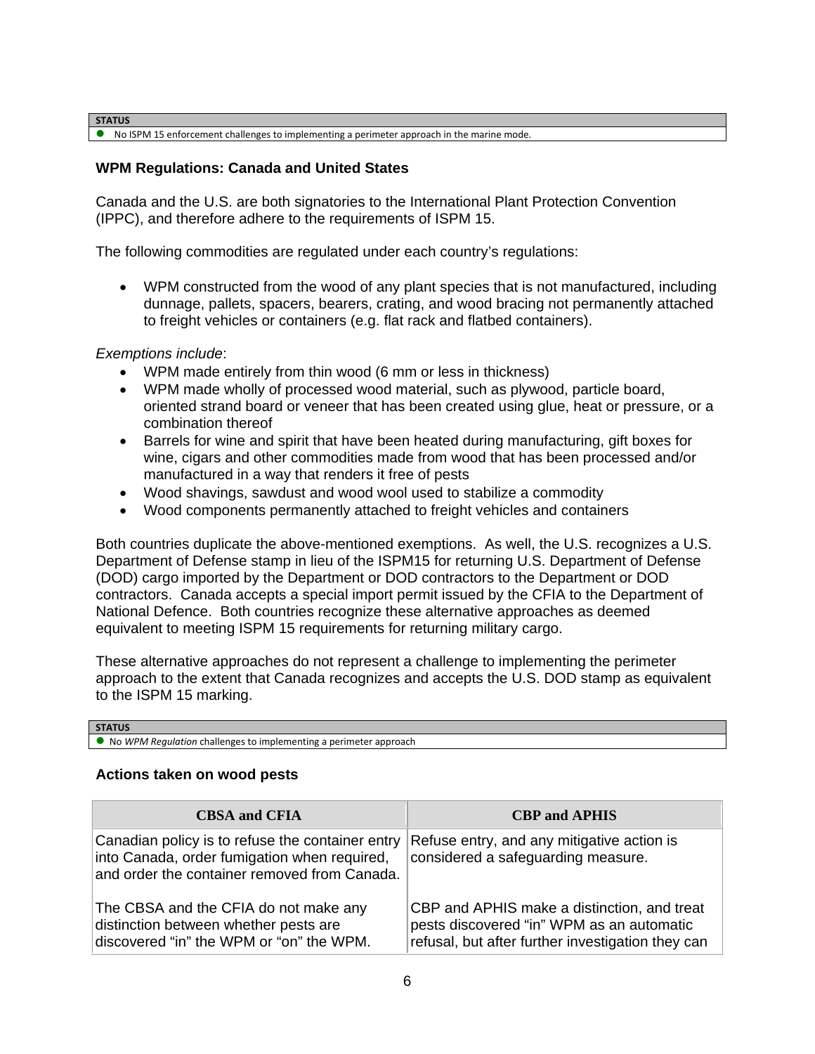| STATUS |
| --- |
| ● No ISPM 15 enforcement challenges to implementing a perimeter approach in the marine mode. |

### WPM Regulations: Canada and United States

Canada and the U.S. are both signatories to the International Plant Protection Convention (IPPC), and therefore adhere to the requirements of ISPM 15.

The following commodities are regulated under each country's regulations:

- WPM constructed from the wood of any plant species that is not manufactured, including dunnage, pallets, spacers, bearers, crating, and wood bracing not permanently attached to freight vehicles or containers (e.g. flat rack and flatbed containers).

*Exemptions include*:

- WPM made entirely from thin wood (6 mm or less in thickness)
- WPM made wholly of processed wood material, such as plywood, particle board, oriented strand board or veneer that has been created using glue, heat or pressure, or a combination thereof
- Barrels for wine and spirit that have been heated during manufacturing, gift boxes for wine, cigars and other commodities made from wood that has been processed and/or manufactured in a way that renders it free of pests
- Wood shavings, sawdust and wood wool used to stabilize a commodity
- Wood components permanently attached to freight vehicles and containers

Both countries duplicate the above-mentioned exemptions. As well, the U.S. recognizes a U.S. Department of Defense stamp in lieu of the ISPM15 for returning U.S. Department of Defense (DOD) cargo imported by the Department or DOD contractors to the Department or DOD contractors. Canada accepts a special import permit issued by the CFIA to the Department of National Defence. Both countries recognize these alternative approaches as deemed equivalent to meeting ISPM 15 requirements for returning military cargo.

These alternative approaches do not represent a challenge to implementing the perimeter approach to the extent that Canada recognizes and accepts the U.S. DOD stamp as equivalent to the ISPM 15 marking.

| STATUS |
| --- |
| ● No *WPM Regulation* challenges to implementing a perimeter approach |

### Actions taken on wood pests

| CBSA and CFIA | CBP and APHIS |
| --- | --- |
| Canadian policy is to refuse the container entry into Canada, order fumigation when required, and order the container removed from Canada. | Refuse entry, and any mitigative action is considered a safeguarding measure. |
| The CBSA and the CFIA do not make any distinction between whether pests are discovered "in" the WPM or "on" the WPM. | CBP and APHIS make a distinction, and treat pests discovered "in" WPM as an automatic refusal, but after further investigation they can |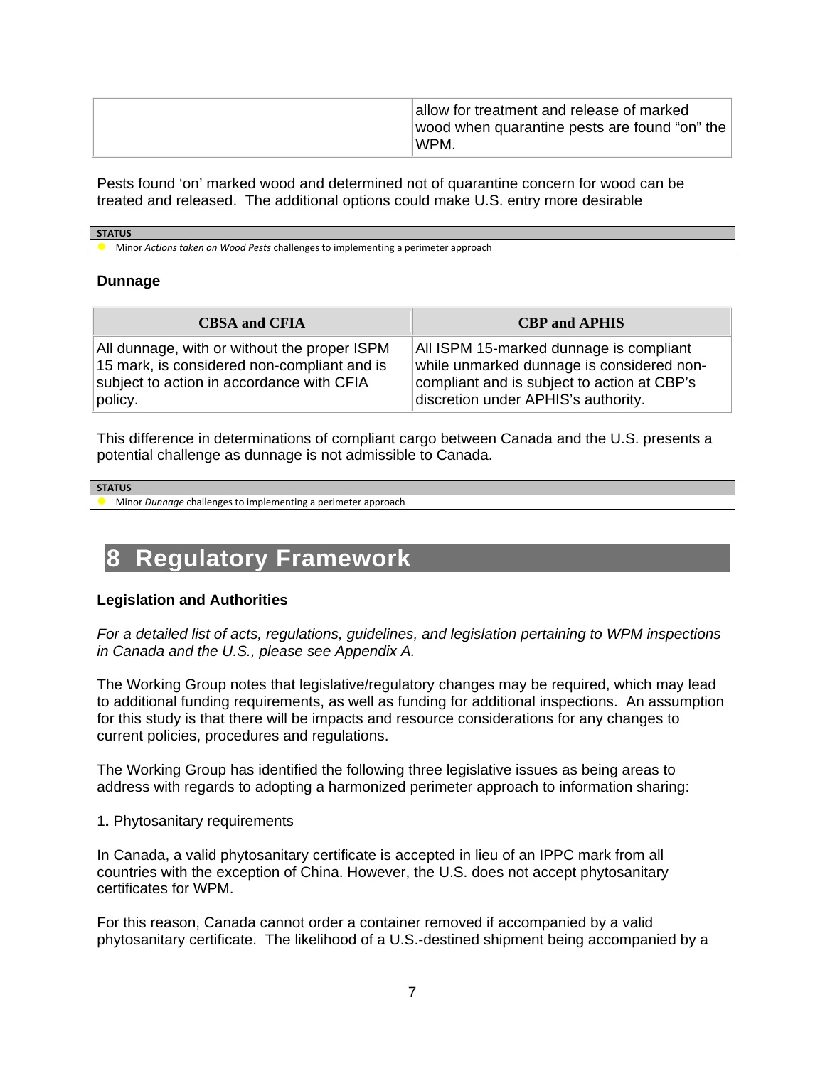| | |
|---|---|
| | allow for treatment and release of marked wood when quarantine pests are found "on" the WPM. |

Pests found 'on' marked wood and determined not of quarantine concern for wood can be treated and released. The additional options could make U.S. entry more desirable

| STATUS |
|---|
| ● Minor *Actions taken on Wood Pests* challenges to implementing a perimeter approach |

### Dunnage

| CBSA and CFIA | CBP and APHIS |
|---|---|
| All dunnage, with or without the proper ISPM 15 mark, is considered non-compliant and is subject to action in accordance with CFIA policy. | All ISPM 15-marked dunnage is compliant while unmarked dunnage is considered non-compliant and is subject to action at CBP's discretion under APHIS's authority. |

This difference in determinations of compliant cargo between Canada and the U.S. presents a potential challenge as dunnage is not admissible to Canada.

| STATUS |
|---|
| ● Minor *Dunnage* challenges to implementing a perimeter approach |

# 8 Regulatory Framework

### Legislation and Authorities

*For a detailed list of acts, regulations, guidelines, and legislation pertaining to WPM inspections in Canada and the U.S., please see Appendix A.*

The Working Group notes that legislative/regulatory changes may be required, which may lead to additional funding requirements, as well as funding for additional inspections. An assumption for this study is that there will be impacts and resource considerations for any changes to current policies, procedures and regulations.

The Working Group has identified the following three legislative issues as being areas to address with regards to adopting a harmonized perimeter approach to information sharing:

1**.** Phytosanitary requirements

In Canada, a valid phytosanitary certificate is accepted in lieu of an IPPC mark from all countries with the exception of China. However, the U.S. does not accept phytosanitary certificates for WPM.

For this reason, Canada cannot order a container removed if accompanied by a valid phytosanitary certificate. The likelihood of a U.S.-destined shipment being accompanied by a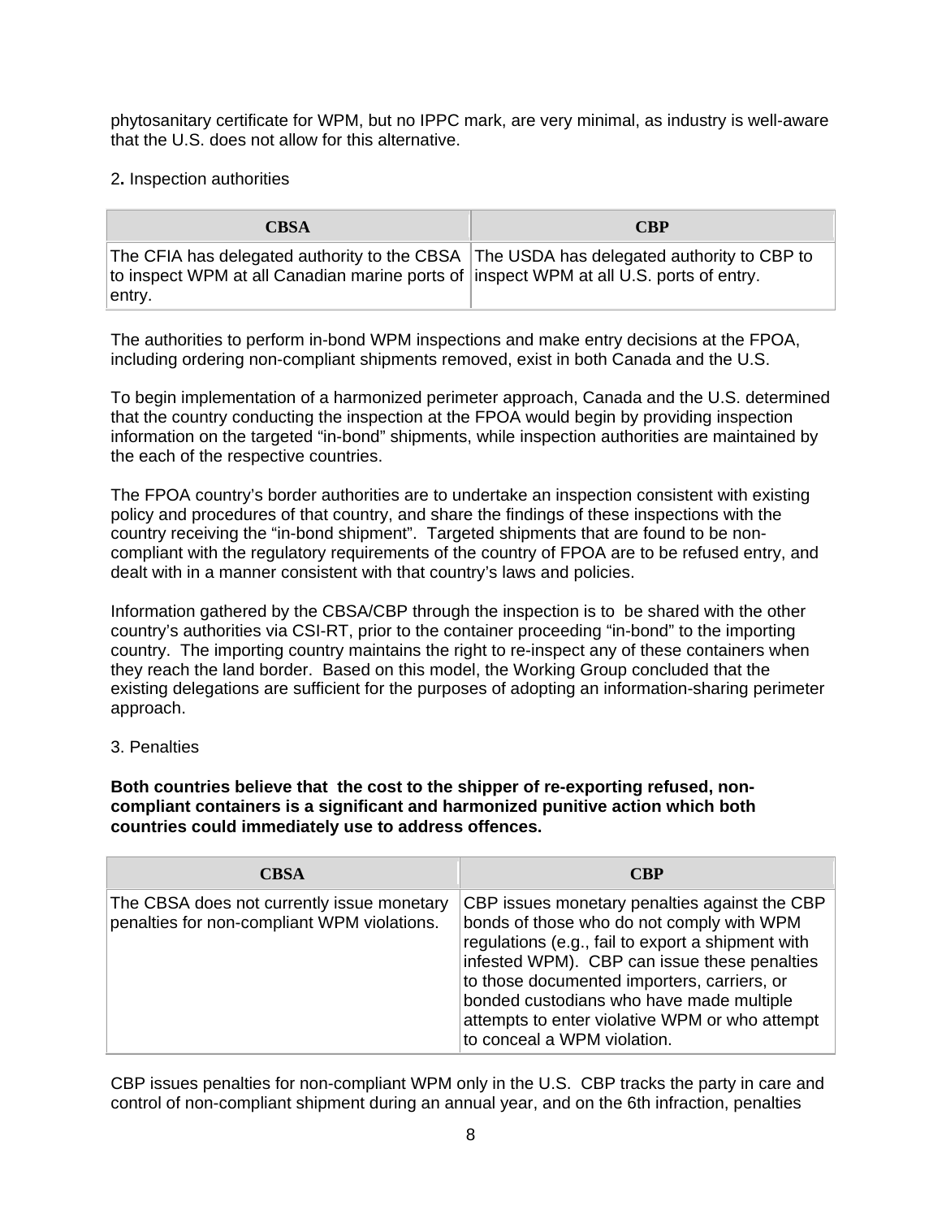phytosanitary certificate for WPM, but no IPPC mark, are very minimal, as industry is well-aware that the U.S. does not allow for this alternative.

2. Inspection authorities

| CBSA | CBP |
| --- | --- |
| The CFIA has delegated authority to the CBSA to inspect WPM at all Canadian marine ports of entry. | The USDA has delegated authority to CBP to inspect WPM at all U.S. ports of entry. |

The authorities to perform in-bond WPM inspections and make entry decisions at the FPOA, including ordering non-compliant shipments removed, exist in both Canada and the U.S.

To begin implementation of a harmonized perimeter approach, Canada and the U.S. determined that the country conducting the inspection at the FPOA would begin by providing inspection information on the targeted "in-bond" shipments, while inspection authorities are maintained by the each of the respective countries.

The FPOA country's border authorities are to undertake an inspection consistent with existing policy and procedures of that country, and share the findings of these inspections with the country receiving the "in-bond shipment". Targeted shipments that are found to be non-compliant with the regulatory requirements of the country of FPOA are to be refused entry, and dealt with in a manner consistent with that country's laws and policies.

Information gathered by the CBSA/CBP through the inspection is to be shared with the other country's authorities via CSI-RT, prior to the container proceeding "in-bond" to the importing country. The importing country maintains the right to re-inspect any of these containers when they reach the land border. Based on this model, the Working Group concluded that the existing delegations are sufficient for the purposes of adopting an information-sharing perimeter approach.

3. Penalties

**Both countries believe that the cost to the shipper of re-exporting refused, non-compliant containers is a significant and harmonized punitive action which both countries could immediately use to address offences.**

| CBSA | CBP |
| --- | --- |
| The CBSA does not currently issue monetary penalties for non-compliant WPM violations. | CBP issues monetary penalties against the CBP bonds of those who do not comply with WPM regulations (e.g., fail to export a shipment with infested WPM). CBP can issue these penalties to those documented importers, carriers, or bonded custodians who have made multiple attempts to enter violative WPM or who attempt to conceal a WPM violation. |

CBP issues penalties for non-compliant WPM only in the U.S. CBP tracks the party in care and control of non-compliant shipment during an annual year, and on the 6th infraction, penalties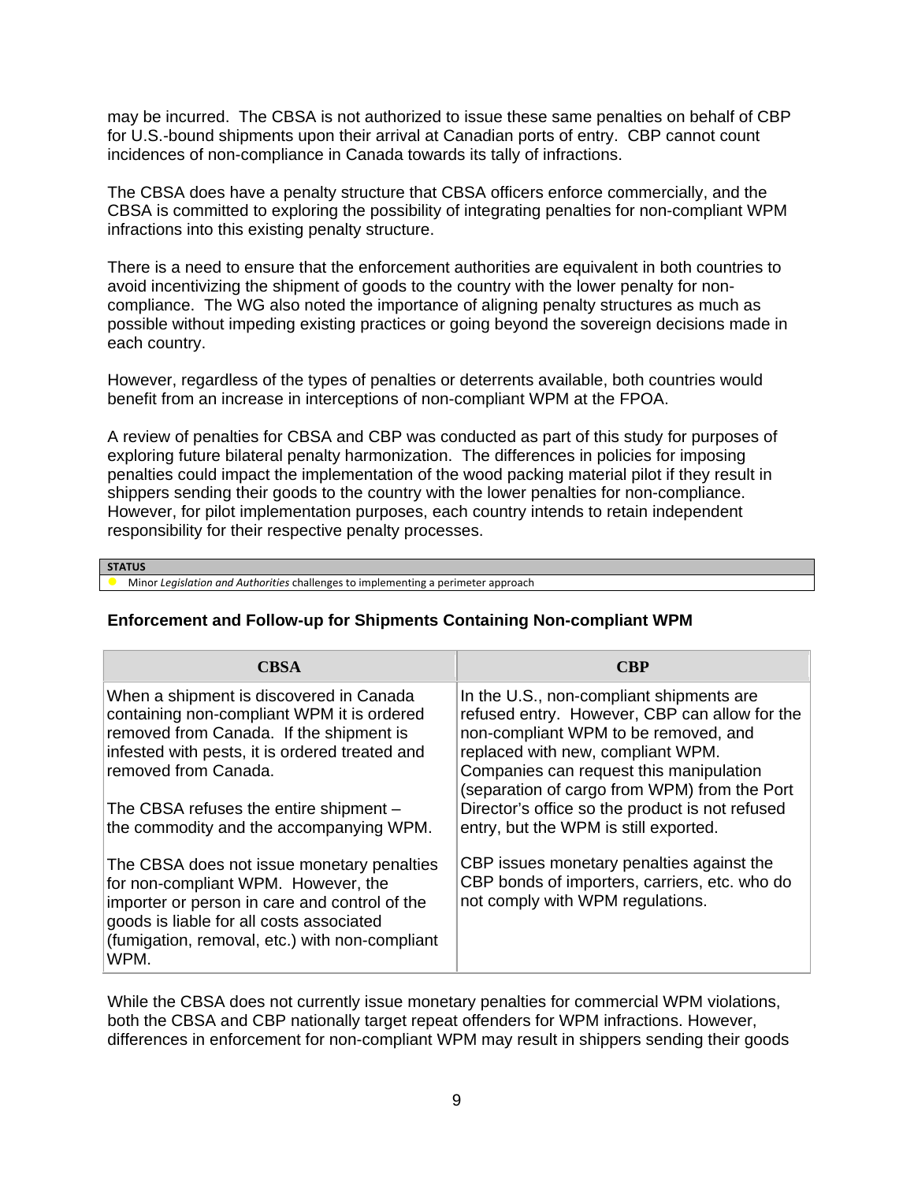may be incurred. The CBSA is not authorized to issue these same penalties on behalf of CBP for U.S.-bound shipments upon their arrival at Canadian ports of entry. CBP cannot count incidences of non-compliance in Canada towards its tally of infractions.

The CBSA does have a penalty structure that CBSA officers enforce commercially, and the CBSA is committed to exploring the possibility of integrating penalties for non-compliant WPM infractions into this existing penalty structure.

There is a need to ensure that the enforcement authorities are equivalent in both countries to avoid incentivizing the shipment of goods to the country with the lower penalty for non-compliance. The WG also noted the importance of aligning penalty structures as much as possible without impeding existing practices or going beyond the sovereign decisions made in each country.

However, regardless of the types of penalties or deterrents available, both countries would benefit from an increase in interceptions of non-compliant WPM at the FPOA.

A review of penalties for CBSA and CBP was conducted as part of this study for purposes of exploring future bilateral penalty harmonization. The differences in policies for imposing penalties could impact the implementation of the wood packing material pilot if they result in shippers sending their goods to the country with the lower penalties for non-compliance. However, for pilot implementation purposes, each country intends to retain independent responsibility for their respective penalty processes.

| STATUS |
| --- |
| ● Minor *Legislation and Authorities* challenges to implementing a perimeter approach |

### Enforcement and Follow-up for Shipments Containing Non-compliant WPM

| CBSA | CBP |
| --- | --- |
| When a shipment is discovered in Canada containing non-compliant WPM it is ordered removed from Canada. If the shipment is infested with pests, it is ordered treated and removed from Canada.<br><br>The CBSA refuses the entire shipment – the commodity and the accompanying WPM. | In the U.S., non-compliant shipments are refused entry. However, CBP can allow for the non-compliant WPM to be removed, and replaced with new, compliant WPM. Companies can request this manipulation (separation of cargo from WPM) from the Port Director's office so the product is not refused entry, but the WPM is still exported. |
| The CBSA does not issue monetary penalties for non-compliant WPM. However, the importer or person in care and control of the goods is liable for all costs associated (fumigation, removal, etc.) with non-compliant WPM. | CBP issues monetary penalties against the CBP bonds of importers, carriers, etc. who do not comply with WPM regulations. |

While the CBSA does not currently issue monetary penalties for commercial WPM violations, both the CBSA and CBP nationally target repeat offenders for WPM infractions. However, differences in enforcement for non-compliant WPM may result in shippers sending their goods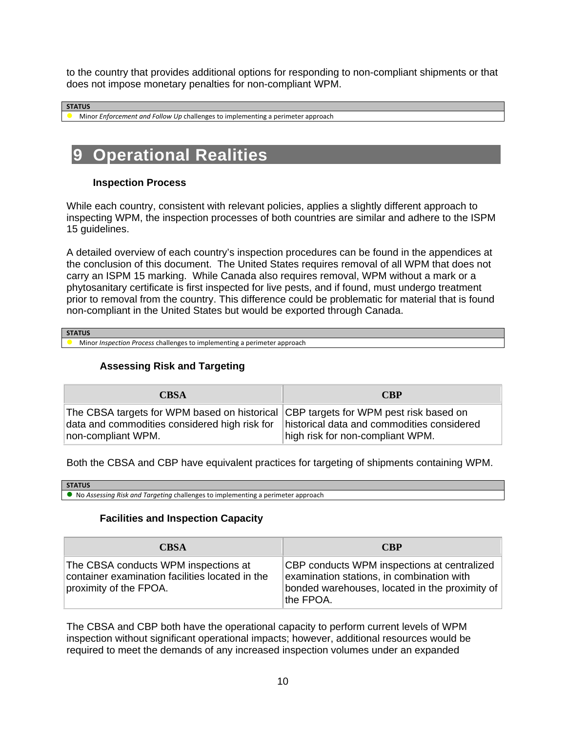to the country that provides additional options for responding to non-compliant shipments or that does not impose monetary penalties for non-compliant WPM.

| STATUS |
| --- |
| ● Minor *Enforcement and Follow Up* challenges to implementing a perimeter approach |

# 9 Operational Realities

### Inspection Process

While each country, consistent with relevant policies, applies a slightly different approach to inspecting WPM, the inspection processes of both countries are similar and adhere to the ISPM 15 guidelines.

A detailed overview of each country's inspection procedures can be found in the appendices at the conclusion of this document. The United States requires removal of all WPM that does not carry an ISPM 15 marking. While Canada also requires removal, WPM without a mark or a phytosanitary certificate is first inspected for live pests, and if found, must undergo treatment prior to removal from the country. This difference could be problematic for material that is found non-compliant in the United States but would be exported through Canada.

| STATUS |
| --- |
| ● Minor *Inspection Process* challenges to implementing a perimeter approach |

### Assessing Risk and Targeting

| CBSA | CBP |
| --- | --- |
| The CBSA targets for WPM based on historical data and commodities considered high risk for non-compliant WPM. | CBP targets for WPM pest risk based on historical data and commodities considered high risk for non-compliant WPM. |

Both the CBSA and CBP have equivalent practices for targeting of shipments containing WPM.

| STATUS |
| --- |
| ● No *Assessing Risk and Targeting* challenges to implementing a perimeter approach |

### Facilities and Inspection Capacity

| CBSA | CBP |
| --- | --- |
| The CBSA conducts WPM inspections at container examination facilities located in the proximity of the FPOA. | CBP conducts WPM inspections at centralized examination stations, in combination with bonded warehouses, located in the proximity of the FPOA. |

The CBSA and CBP both have the operational capacity to perform current levels of WPM inspection without significant operational impacts; however, additional resources would be required to meet the demands of any increased inspection volumes under an expanded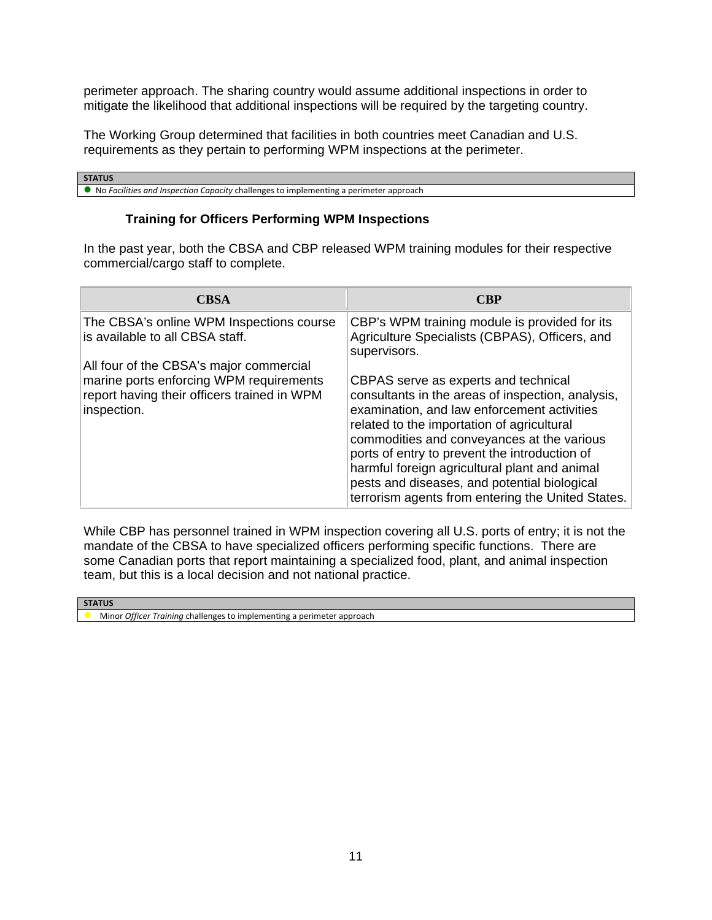perimeter approach. The sharing country would assume additional inspections in order to mitigate the likelihood that additional inspections will be required by the targeting country.

The Working Group determined that facilities in both countries meet Canadian and U.S. requirements as they pertain to performing WPM inspections at the perimeter.

| STATUS |
|---|
| ● No *Facilities and Inspection Capacity* challenges to implementing a perimeter approach |

### Training for Officers Performing WPM Inspections

In the past year, both the CBSA and CBP released WPM training modules for their respective commercial/cargo staff to complete.

| CBSA | CBP |
|---|---|
| The CBSA's online WPM Inspections course is available to all CBSA staff.<br><br>All four of the CBSA's major commercial marine ports enforcing WPM requirements report having their officers trained in WPM inspection. | CBP's WPM training module is provided for its Agriculture Specialists (CBPAS), Officers, and supervisors.<br><br>CBPAS serve as experts and technical consultants in the areas of inspection, analysis, examination, and law enforcement activities related to the importation of agricultural commodities and conveyances at the various ports of entry to prevent the introduction of harmful foreign agricultural plant and animal pests and diseases, and potential biological terrorism agents from entering the United States. |

While CBP has personnel trained in WPM inspection covering all U.S. ports of entry; it is not the mandate of the CBSA to have specialized officers performing specific functions. There are some Canadian ports that report maintaining a specialized food, plant, and animal inspection team, but this is a local decision and not national practice.

| STATUS |
|---|
| ● Minor *Officer Training* challenges to implementing a perimeter approach |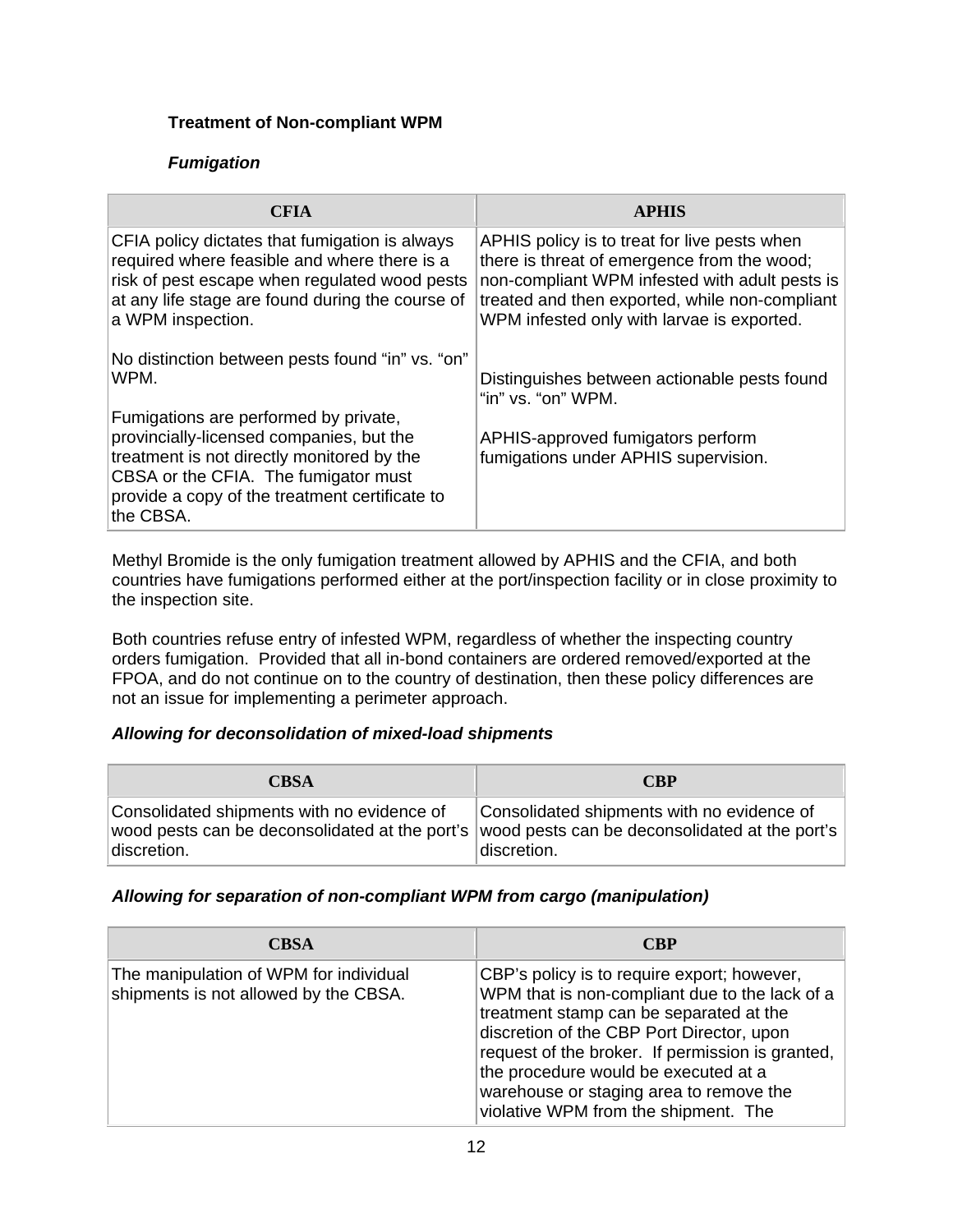**Treatment of Non-compliant WPM**

***Fumigation***

| CFIA | APHIS |
|---|---|
| CFIA policy dictates that fumigation is always required where feasible and where there is a risk of pest escape when regulated wood pests at any life stage are found during the course of a WPM inspection.<br><br>No distinction between pests found “in” vs. “on” WPM.<br><br>Fumigations are performed by private, provincially-licensed companies, but the treatment is not directly monitored by the CBSA or the CFIA. The fumigator must provide a copy of the treatment certificate to the CBSA. | APHIS policy is to treat for live pests when there is threat of emergence from the wood; non-compliant WPM infested with adult pests is treated and then exported, while non-compliant WPM infested only with larvae is exported.<br><br>Distinguishes between actionable pests found “in” vs. “on” WPM.<br><br>APHIS-approved fumigators perform fumigations under APHIS supervision. |

Methyl Bromide is the only fumigation treatment allowed by APHIS and the CFIA, and both countries have fumigations performed either at the port/inspection facility or in close proximity to the inspection site.

Both countries refuse entry of infested WPM, regardless of whether the inspecting country orders fumigation. Provided that all in-bond containers are ordered removed/exported at the FPOA, and do not continue on to the country of destination, then these policy differences are not an issue for implementing a perimeter approach.

***Allowing for deconsolidation of mixed-load shipments***

| CBSA | CBP |
|---|---|
| Consolidated shipments with no evidence of wood pests can be deconsolidated at the port’s discretion. | Consolidated shipments with no evidence of wood pests can be deconsolidated at the port’s discretion. |

***Allowing for separation of non-compliant WPM from cargo (manipulation)***

| CBSA | CBP |
|---|---|
| The manipulation of WPM for individual shipments is not allowed by the CBSA. | CBP’s policy is to require export; however, WPM that is non-compliant due to the lack of a treatment stamp can be separated at the discretion of the CBP Port Director, upon request of the broker. If permission is granted, the procedure would be executed at a warehouse or staging area to remove the violative WPM from the shipment. The |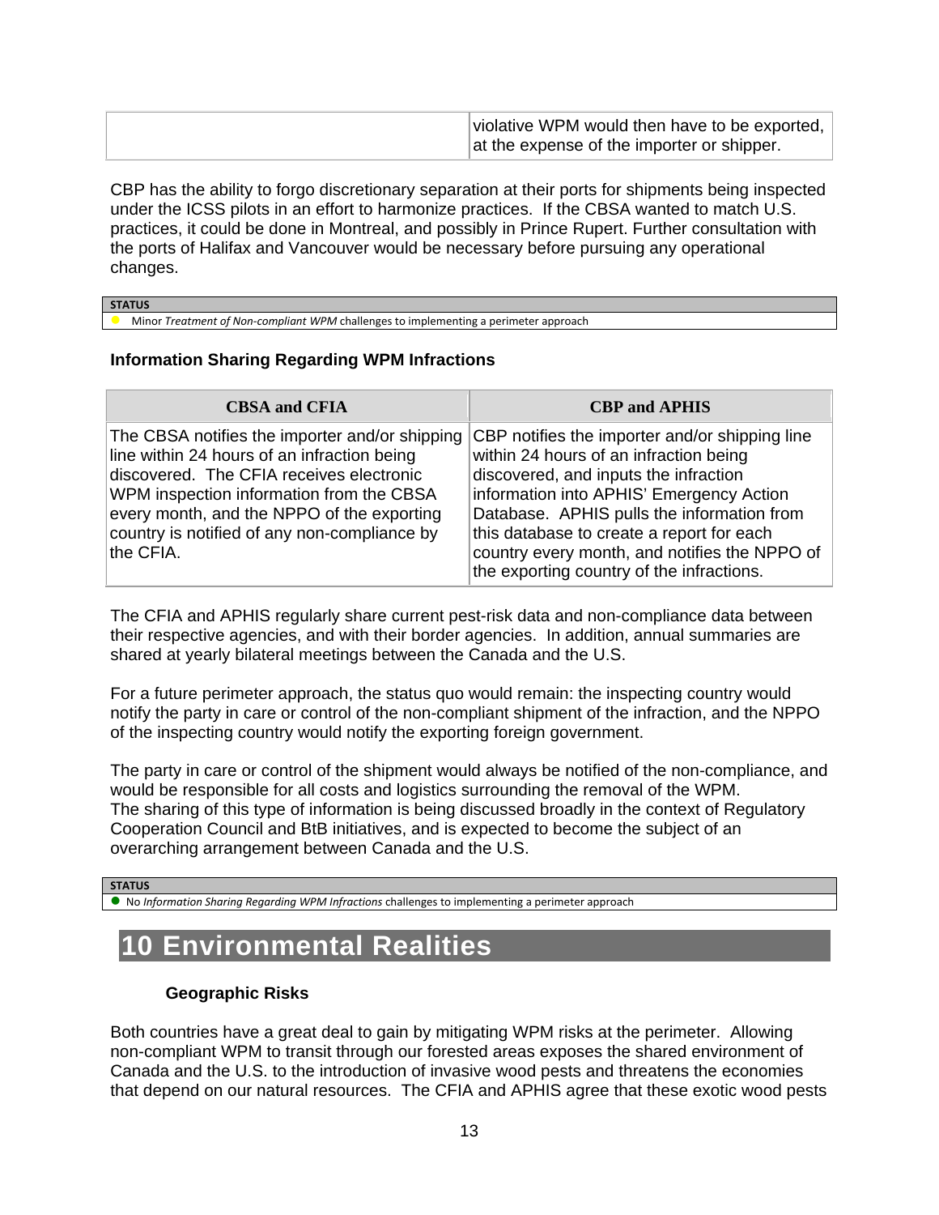| | violative WPM would then have to be exported, at the expense of the importer or shipper. |
|---|---|

CBP has the ability to forgo discretionary separation at their ports for shipments being inspected under the ICSS pilots in an effort to harmonize practices. If the CBSA wanted to match U.S. practices, it could be done in Montreal, and possibly in Prince Rupert. Further consultation with the ports of Halifax and Vancouver would be necessary before pursuing any operational changes.

| STATUS |
|---|
| ● Minor *Treatment of Non-compliant WPM* challenges to implementing a perimeter approach |

**Information Sharing Regarding WPM Infractions**

| CBSA and CFIA | CBP and APHIS |
|---|---|
| The CBSA notifies the importer and/or shipping line within 24 hours of an infraction being discovered. The CFIA receives electronic WPM inspection information from the CBSA every month, and the NPPO of the exporting country is notified of any non-compliance by the CFIA. | CBP notifies the importer and/or shipping line within 24 hours of an infraction being discovered, and inputs the infraction information into APHIS' Emergency Action Database. APHIS pulls the information from this database to create a report for each country every month, and notifies the NPPO of the exporting country of the infractions. |

The CFIA and APHIS regularly share current pest-risk data and non-compliance data between their respective agencies, and with their border agencies. In addition, annual summaries are shared at yearly bilateral meetings between the Canada and the U.S.

For a future perimeter approach, the status quo would remain: the inspecting country would notify the party in care or control of the non-compliant shipment of the infraction, and the NPPO of the inspecting country would notify the exporting foreign government.

The party in care or control of the shipment would always be notified of the non-compliance, and would be responsible for all costs and logistics surrounding the removal of the WPM. The sharing of this type of information is being discussed broadly in the context of Regulatory Cooperation Council and BtB initiatives, and is expected to become the subject of an overarching arrangement between Canada and the U.S.

| STATUS |
|---|
| ● No *Information Sharing Regarding WPM Infractions* challenges to implementing a perimeter approach |

# 10 Environmental Realities

**Geographic Risks**

Both countries have a great deal to gain by mitigating WPM risks at the perimeter. Allowing non-compliant WPM to transit through our forested areas exposes the shared environment of Canada and the U.S. to the introduction of invasive wood pests and threatens the economies that depend on our natural resources. The CFIA and APHIS agree that these exotic wood pests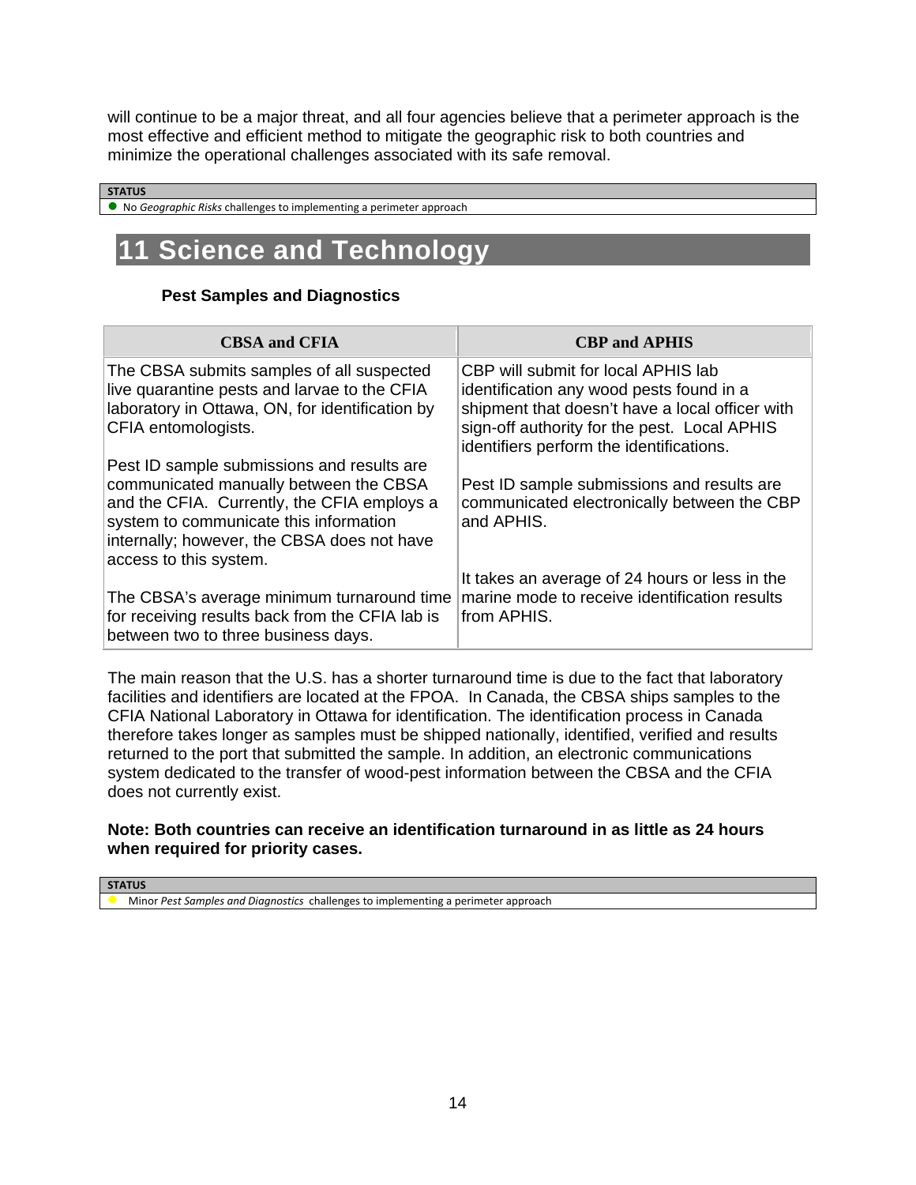will continue to be a major threat, and all four agencies believe that a perimeter approach is the most effective and efficient method to mitigate the geographic risk to both countries and minimize the operational challenges associated with its safe removal.

| STATUS |
| --- |
| ● No *Geographic Risks* challenges to implementing a perimeter approach |

# 11 Science and Technology

**Pest Samples and Diagnostics**

| CBSA and CFIA | CBP and APHIS |
| --- | --- |
| The CBSA submits samples of all suspected live quarantine pests and larvae to the CFIA laboratory in Ottawa, ON, for identification by CFIA entomologists.<br><br>Pest ID sample submissions and results are communicated manually between the CBSA and the CFIA. Currently, the CFIA employs a system to communicate this information internally; however, the CBSA does not have access to this system.<br><br>The CBSA's average minimum turnaround time for receiving results back from the CFIA lab is between two to three business days. | CBP will submit for local APHIS lab identification any wood pests found in a shipment that doesn't have a local officer with sign-off authority for the pest. Local APHIS identifiers perform the identifications.<br><br>Pest ID sample submissions and results are communicated electronically between the CBP and APHIS.<br><br>It takes an average of 24 hours or less in the marine mode to receive identification results from APHIS. |

The main reason that the U.S. has a shorter turnaround time is due to the fact that laboratory facilities and identifiers are located at the FPOA. In Canada, the CBSA ships samples to the CFIA National Laboratory in Ottawa for identification. The identification process in Canada therefore takes longer as samples must be shipped nationally, identified, verified and results returned to the port that submitted the sample. In addition, an electronic communications system dedicated to the transfer of wood-pest information between the CBSA and the CFIA does not currently exist.

**Note: Both countries can receive an identification turnaround in as little as 24 hours when required for priority cases.**

| STATUS |
| --- |
| ● Minor *Pest Samples and Diagnostics* challenges to implementing a perimeter approach |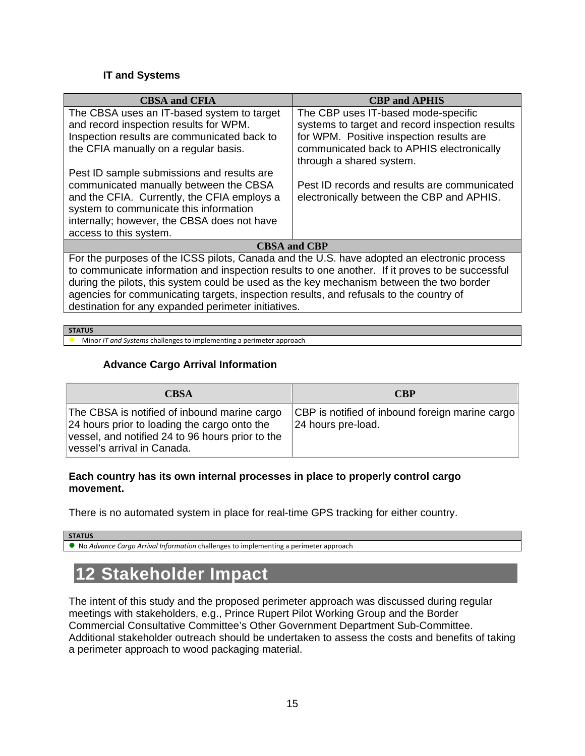### IT and Systems

| CBSA and CFIA | CBP and APHIS |
|---|---|
| The CBSA uses an IT-based system to target and record inspection results for WPM. Inspection results are communicated back to the CFIA manually on a regular basis.<br><br>Pest ID sample submissions and results are communicated manually between the CBSA and the CFIA. Currently, the CFIA employs a system to communicate this information internally; however, the CBSA does not have access to this system. | The CBP uses IT-based mode-specific systems to target and record inspection results for WPM. Positive inspection results are communicated back to APHIS electronically through a shared system.<br><br>Pest ID records and results are communicated electronically between the CBP and APHIS. |
| **CBSA and CBP** | |
| For the purposes of the ICSS pilots, Canada and the U.S. have adopted an electronic process to communicate information and inspection results to one another. If it proves to be successful during the pilots, this system could be used as the key mechanism between the two border agencies for communicating targets, inspection results, and refusals to the country of destination for any expanded perimeter initiatives. | |

| STATUS |
|---|
| ● Minor *IT and Systems* challenges to implementing a perimeter approach |

### Advance Cargo Arrival Information

| CBSA | CBP |
|---|---|
| The CBSA is notified of inbound marine cargo 24 hours prior to loading the cargo onto the vessel, and notified 24 to 96 hours prior to the vessel's arrival in Canada. | CBP is notified of inbound foreign marine cargo 24 hours pre-load. |

**Each country has its own internal processes in place to properly control cargo movement.**

There is no automated system in place for real-time GPS tracking for either country.

| STATUS |
|---|
| ● No *Advance Cargo Arrival Information* challenges to implementing a perimeter approach |

# 12 Stakeholder Impact

The intent of this study and the proposed perimeter approach was discussed during regular meetings with stakeholders, e.g., Prince Rupert Pilot Working Group and the Border Commercial Consultative Committee's Other Government Department Sub-Committee. Additional stakeholder outreach should be undertaken to assess the costs and benefits of taking a perimeter approach to wood packaging material.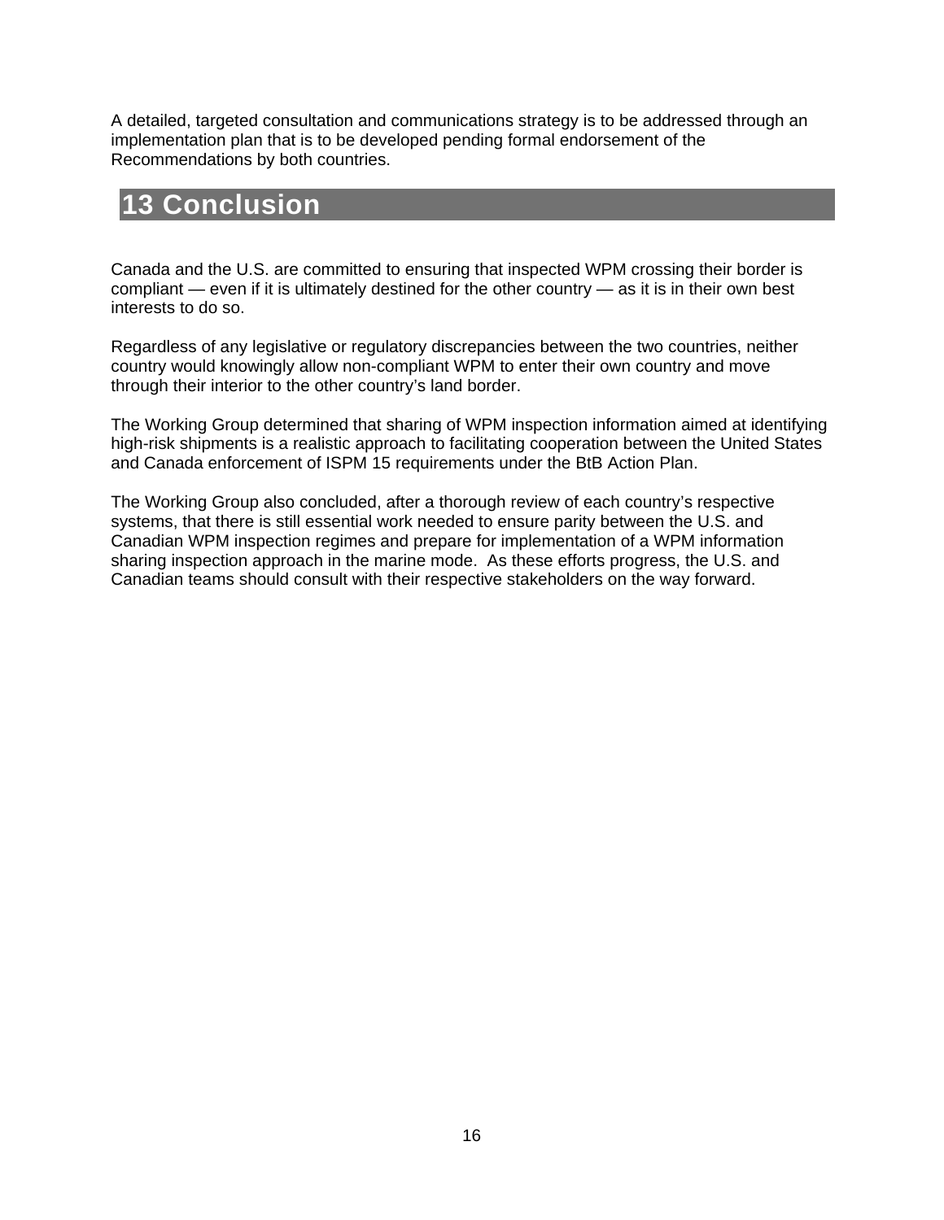A detailed, targeted consultation and communications strategy is to be addressed through an implementation plan that is to be developed pending formal endorsement of the Recommendations by both countries.

# 13 Conclusion

Canada and the U.S. are committed to ensuring that inspected WPM crossing their border is compliant — even if it is ultimately destined for the other country — as it is in their own best interests to do so.

Regardless of any legislative or regulatory discrepancies between the two countries, neither country would knowingly allow non-compliant WPM to enter their own country and move through their interior to the other country's land border.

The Working Group determined that sharing of WPM inspection information aimed at identifying high-risk shipments is a realistic approach to facilitating cooperation between the United States and Canada enforcement of ISPM 15 requirements under the BtB Action Plan.

The Working Group also concluded, after a thorough review of each country's respective systems, that there is still essential work needed to ensure parity between the U.S. and Canadian WPM inspection regimes and prepare for implementation of a WPM information sharing inspection approach in the marine mode. As these efforts progress, the U.S. and Canadian teams should consult with their respective stakeholders on the way forward.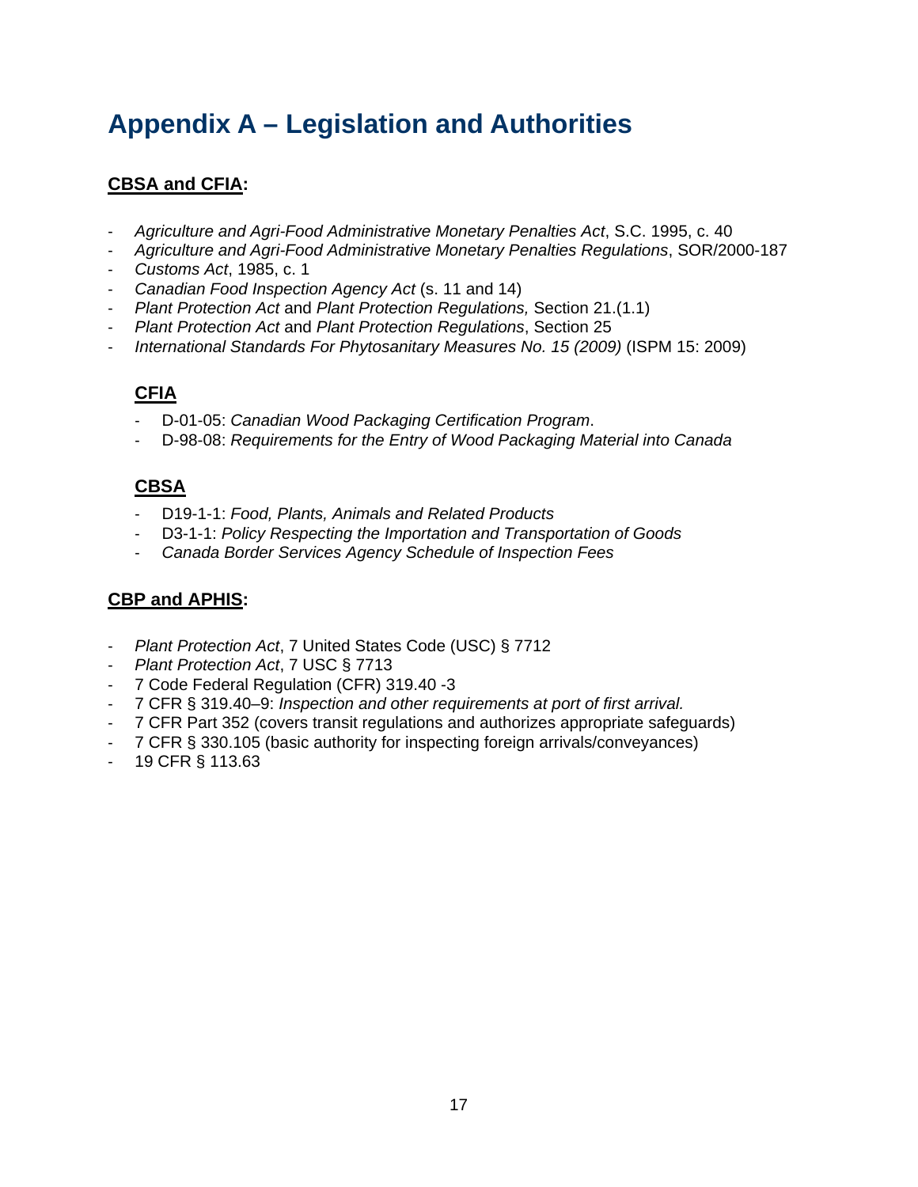# Appendix A – Legislation and Authorities

## CBSA and CFIA:

- *Agriculture and Agri-Food Administrative Monetary Penalties Act*, S.C. 1995, c. 40
- *Agriculture and Agri-Food Administrative Monetary Penalties Regulations*, SOR/2000-187
- *Customs Act*, 1985, c. 1
- *Canadian Food Inspection Agency Act* (s. 11 and 14)
- *Plant Protection Act* and *Plant Protection Regulations,* Section 21.(1.1)
- *Plant Protection Act* and *Plant Protection Regulations*, Section 25
- *International Standards For Phytosanitary Measures No. 15 (2009)* (ISPM 15: 2009)

### CFIA

- D-01-05: *Canadian Wood Packaging Certification Program*.
- D-98-08: *Requirements for the Entry of Wood Packaging Material into Canada*

### CBSA

- D19-1-1: *Food, Plants, Animals and Related Products*
- D3-1-1: *Policy Respecting the Importation and Transportation of Goods*
- *Canada Border Services Agency Schedule of Inspection Fees*

## CBP and APHIS:

- *Plant Protection Act*, 7 United States Code (USC) § 7712
- *Plant Protection Act*, 7 USC § 7713
- 7 Code Federal Regulation (CFR) 319.40 -3
- 7 CFR § 319.40–9: *Inspection and other requirements at port of first arrival.*
- 7 CFR Part 352 (covers transit regulations and authorizes appropriate safeguards)
- 7 CFR § 330.105 (basic authority for inspecting foreign arrivals/conveyances)
- 19 CFR § 113.63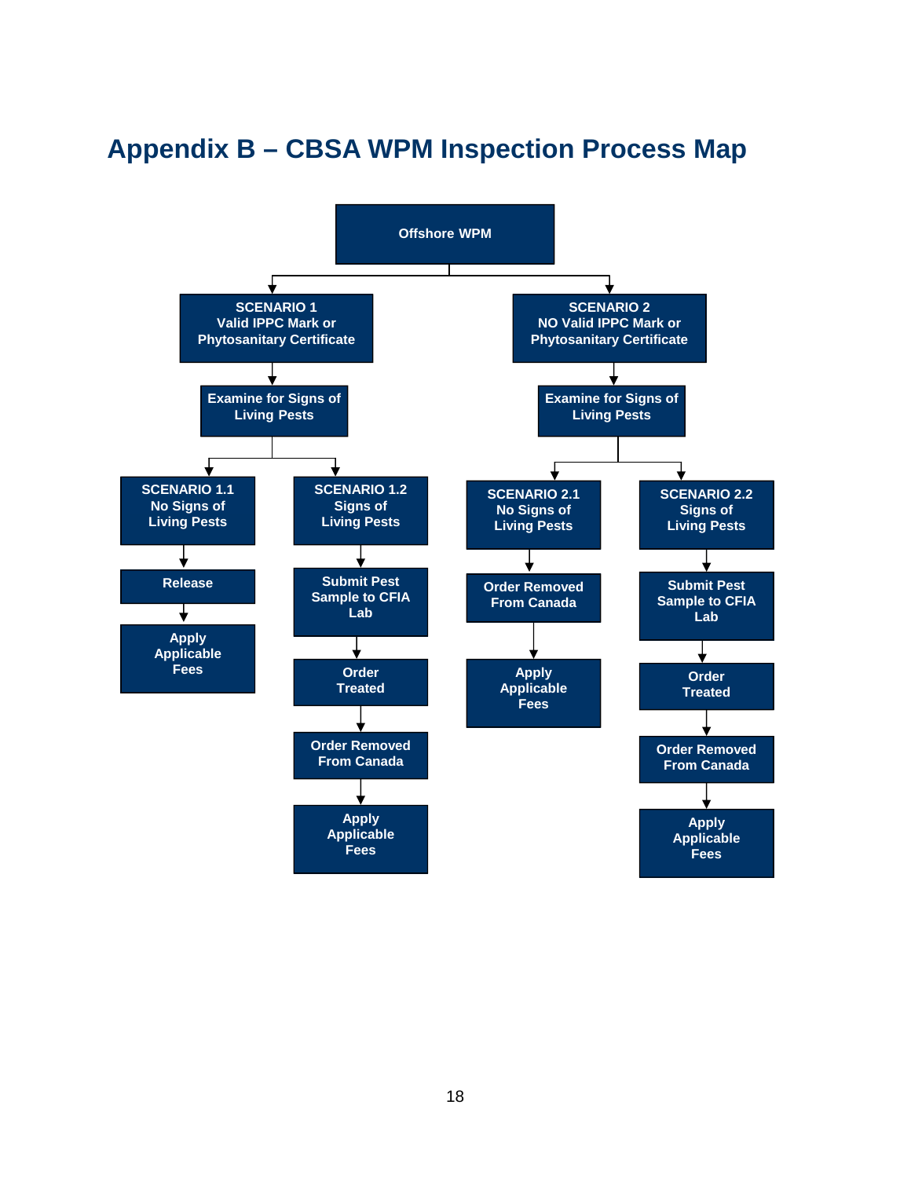# Appendix B – CBSA WPM Inspection Process Map

- **Offshore WPM**
  - **SCENARIO 1** Valid IPPC Mark or Phytosanitary Certificate
    - Examine for Signs of Living Pests
      - **SCENARIO 1.1** No Signs of Living Pests
        - Release
        - Apply Applicable Fees
      - **SCENARIO 1.2** Signs of Living Pests
        - Submit Pest Sample to CFIA Lab
        - Order Treated
        - Order Removed From Canada
        - Apply Applicable Fees
  - **SCENARIO 2** NO Valid IPPC Mark or Phytosanitary Certificate
    - Examine for Signs of Living Pests
      - **SCENARIO 2.1** No Signs of Living Pests
        - Order Removed From Canada
        - Apply Applicable Fees
      - **SCENARIO 2.2** Signs of Living Pests
        - Submit Pest Sample to CFIA Lab
        - Order Treated
        - Order Removed From Canada
        - Apply Applicable Fees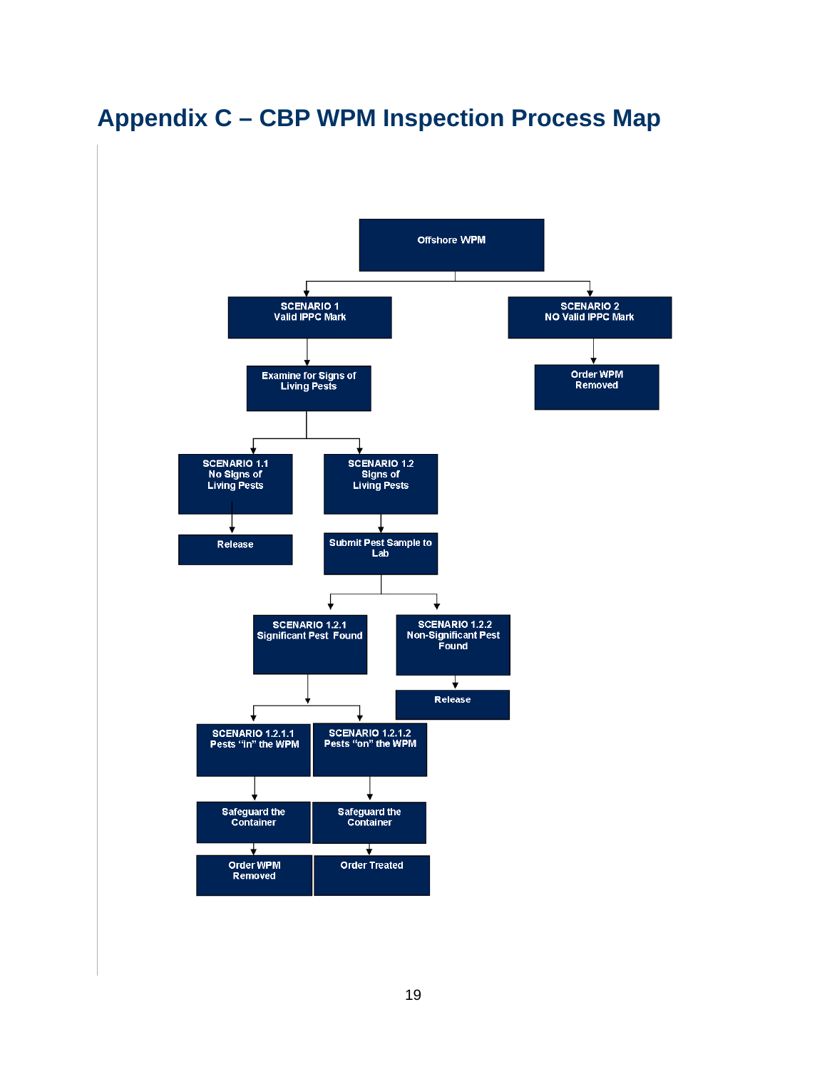## Appendix C – CBP WPM Inspection Process Map

Offshore WPM

SCENARIO 1
Valid IPPC Mark

SCENARIO 2
NO Valid IPPC Mark

Examine for Signs of Living Pests

Order WPM Removed

SCENARIO 1.1
No Signs of Living Pests

SCENARIO 1.2
Signs of Living Pests

Release

Submit Pest Sample to Lab

SCENARIO 1.2.1
Significant Pest Found

SCENARIO 1.2.2
Non-Significant Pest Found

Release

SCENARIO 1.2.1.1
Pests "in" the WPM

SCENARIO 1.2.1.2
Pests "on" the WPM

Safeguard the Container

Safeguard the Container

Order WPM Removed

Order Treated